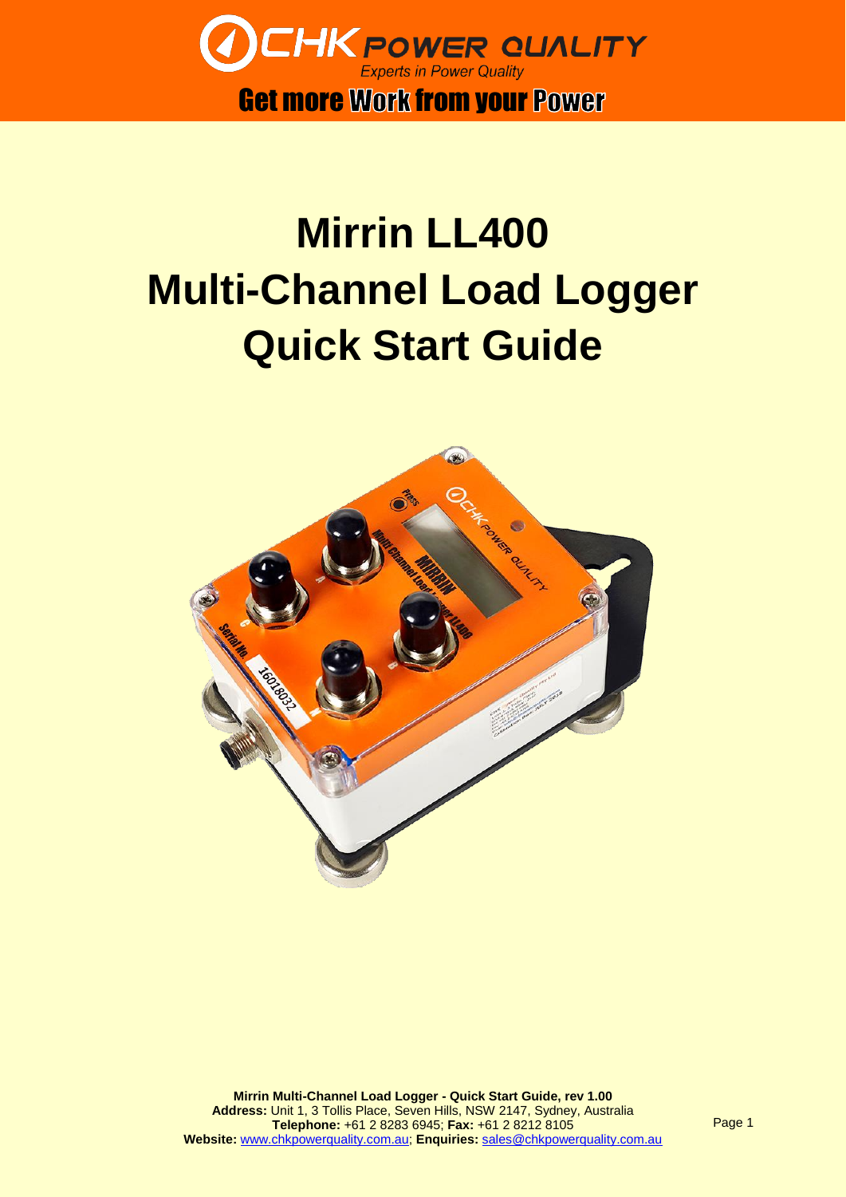# Mirrin LL400
# Multi-Channel Load Logger
# Quick Start Guide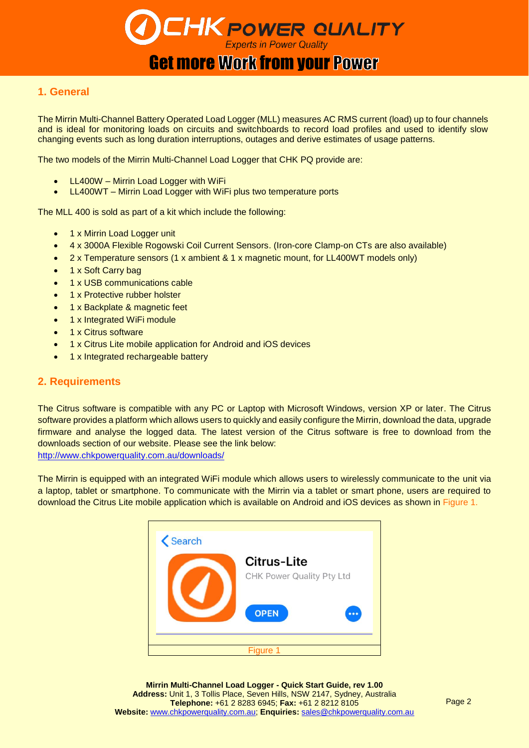## 1. General

The Mirrin Multi-Channel Battery Operated Load Logger (MLL) measures AC RMS current (load) up to four channels and is ideal for monitoring loads on circuits and switchboards to record load profiles and used to identify slow changing events such as long duration interruptions, outages and derive estimates of usage patterns.

The two models of the Mirrin Multi-Channel Load Logger that CHK PQ provide are:

- LL400W – Mirrin Load Logger with WiFi
- LL400WT – Mirrin Load Logger with WiFi plus two temperature ports

The MLL 400 is sold as part of a kit which include the following:

- 1 x Mirrin Load Logger unit
- 4 x 3000A Flexible Rogowski Coil Current Sensors. (Iron-core Clamp-on CTs are also available)
- 2 x Temperature sensors (1 x ambient & 1 x magnetic mount, for LL400WT models only)
- 1 x Soft Carry bag
- 1 x USB communications cable
- 1 x Protective rubber holster
- 1 x Backplate & magnetic feet
- 1 x Integrated WiFi module
- 1 x Citrus software
- 1 x Citrus Lite mobile application for Android and iOS devices
- 1 x Integrated rechargeable battery

## 2. Requirements

The Citrus software is compatible with any PC or Laptop with Microsoft Windows, version XP or later. The Citrus software provides a platform which allows users to quickly and easily configure the Mirrin, download the data, upgrade firmware and analyse the logged data. The latest version of the Citrus software is free to download from the downloads section of our website. Please see the link below:
http://www.chkpowerquality.com.au/downloads/

The Mirrin is equipped with an integrated WiFi module which allows users to wirelessly communicate to the unit via a laptop, tablet or smartphone. To communicate with the Mirrin via a tablet or smart phone, users are required to download the Citrus Lite mobile application which is available on Android and iOS devices as shown in Figure 1.

Figure 1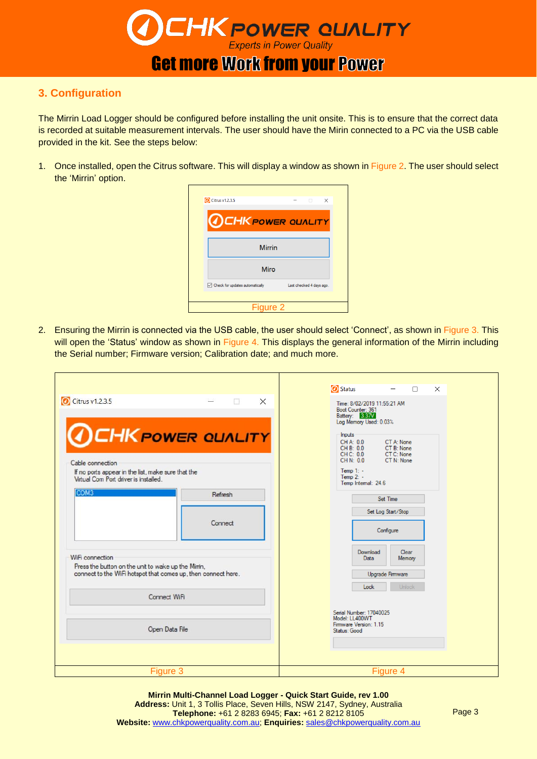## 3. Configuration

The Mirrin Load Logger should be configured before installing the unit onsite. This is to ensure that the correct data is recorded at suitable measurement intervals. The user should have the Mirin connected to a PC via the USB cable provided in the kit. See the steps below:

1. Once installed, open the Citrus software. This will display a window as shown in Figure 2. The user should select the 'Mirrin' option.

Figure 2

2. Ensuring the Mirrin is connected via the USB cable, the user should select 'Connect', as shown in Figure 3. This will open the 'Status' window as shown in Figure 4. This displays the general information of the Mirrin including the Serial number; Firmware version; Calibration date; and much more.

Figure 3

Figure 4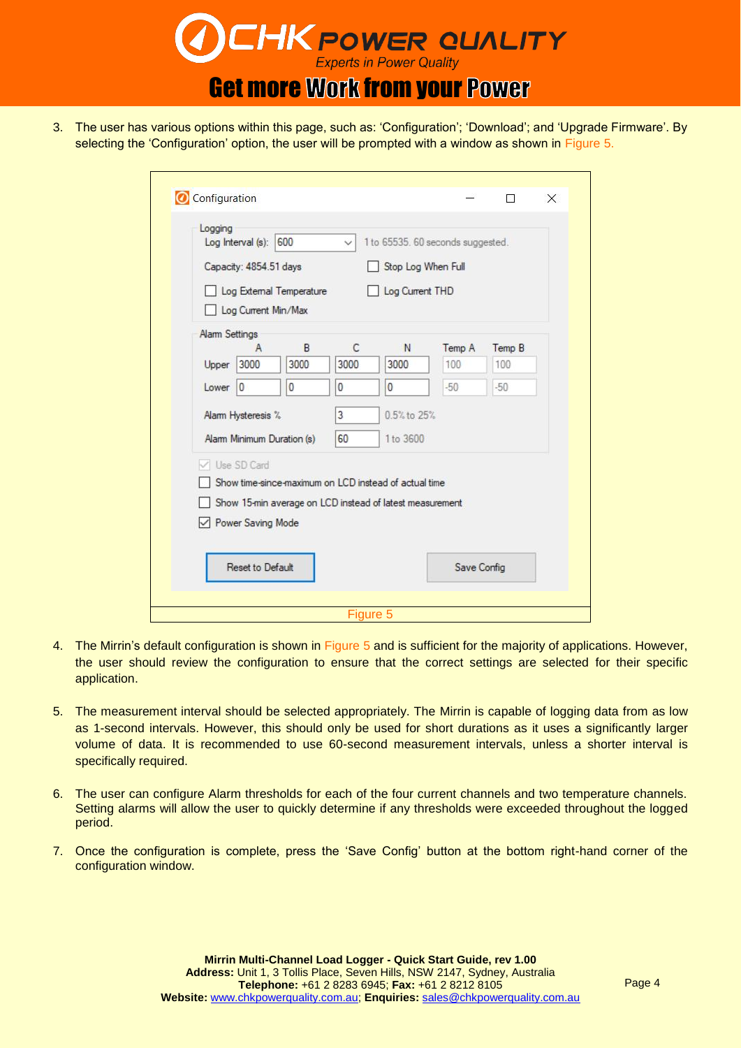3. The user has various options within this page, such as: 'Configuration'; 'Download'; and 'Upgrade Firmware'. By selecting the 'Configuration' option, the user will be prompted with a window as shown in Figure 5.

Figure 5

4. The Mirrin's default configuration is shown in Figure 5 and is sufficient for the majority of applications. However, the user should review the configuration to ensure that the correct settings are selected for their specific application.

5. The measurement interval should be selected appropriately. The Mirrin is capable of logging data from as low as 1-second intervals. However, this should only be used for short durations as it uses a significantly larger volume of data. It is recommended to use 60-second measurement intervals, unless a shorter interval is specifically required.

6. The user can configure Alarm thresholds for each of the four current channels and two temperature channels. Setting alarms will allow the user to quickly determine if any thresholds were exceeded throughout the logged period.

7. Once the configuration is complete, press the 'Save Config' button at the bottom right-hand corner of the configuration window.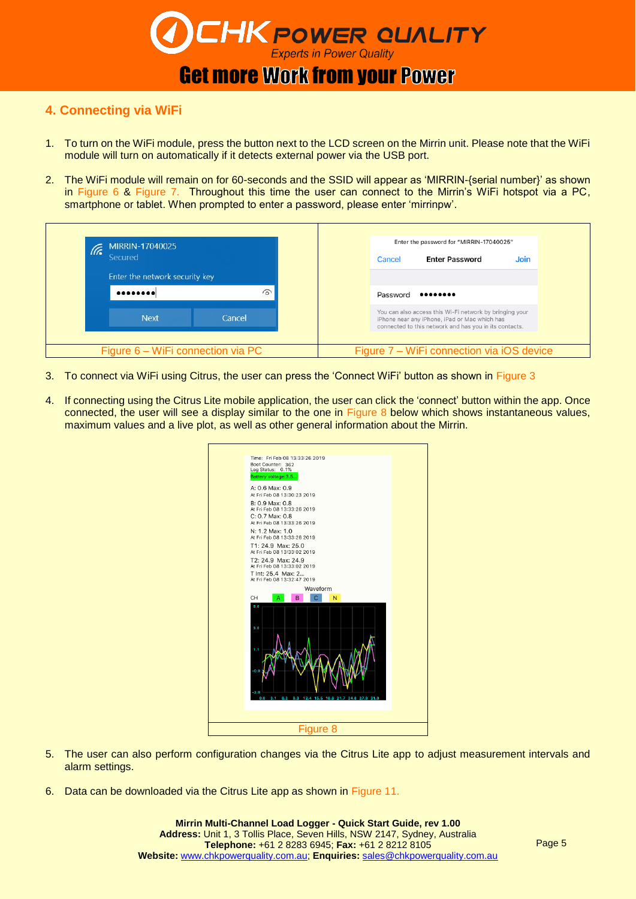## 4. Connecting via WiFi

1. To turn on the WiFi module, press the button next to the LCD screen on the Mirrin unit. Please note that the WiFi module will turn on automatically if it detects external power via the USB port.

2. The WiFi module will remain on for 60-seconds and the SSID will appear as 'MIRRIN-{serial number}' as shown in Figure 6 & Figure 7. Throughout this time the user can connect to the Mirrin's WiFi hotspot via a PC, smartphone or tablet. When prompted to enter a password, please enter 'mirrinpw'.

Figure 6 – WiFi connection via PC

Figure 7 – WiFi connection via iOS device

3. To connect via WiFi using Citrus, the user can press the 'Connect WiFi' button as shown in Figure 3

4. If connecting using the Citrus Lite mobile application, the user can click the 'connect' button within the app. Once connected, the user will see a display similar to the one in Figure 8 below which shows instantaneous values, maximum values and a live plot, as well as other general information about the Mirrin.

Figure 8

5. The user can also perform configuration changes via the Citrus Lite app to adjust measurement intervals and alarm settings.

6. Data can be downloaded via the Citrus Lite app as shown in Figure 11.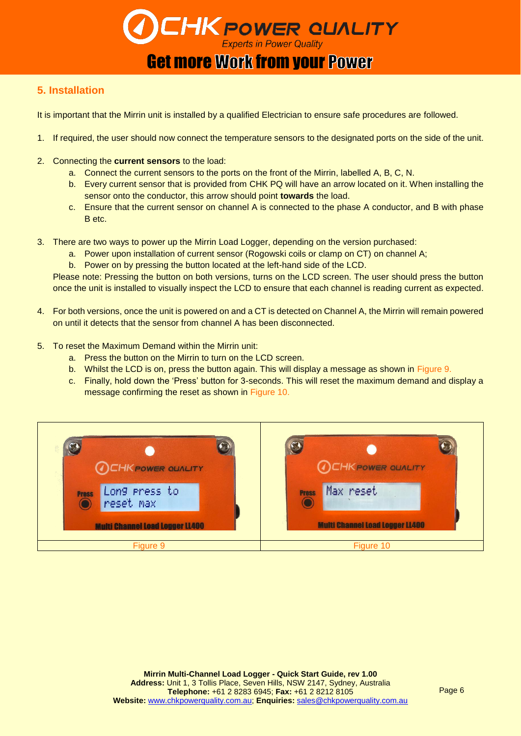## 5. Installation

It is important that the Mirrin unit is installed by a qualified Electrician to ensure safe procedures are followed.

1. If required, the user should now connect the temperature sensors to the designated ports on the side of the unit.

2. Connecting the **current sensors** to the load:
   a. Connect the current sensors to the ports on the front of the Mirrin, labelled A, B, C, N.
   b. Every current sensor that is provided from CHK PQ will have an arrow located on it. When installing the sensor onto the conductor, this arrow should point **towards** the load.
   c. Ensure that the current sensor on channel A is connected to the phase A conductor, and B with phase B etc.

3. There are two ways to power up the Mirrin Load Logger, depending on the version purchased:
   a. Power upon installation of current sensor (Rogowski coils or clamp on CT) on channel A;
   b. Power on by pressing the button located at the left-hand side of the LCD.

   Please note: Pressing the button on both versions, turns on the LCD screen. The user should press the button once the unit is installed to visually inspect the LCD to ensure that each channel is reading current as expected.

4. For both versions, once the unit is powered on and a CT is detected on Channel A, the Mirrin will remain powered on until it detects that the sensor from channel A has been disconnected.

5. To reset the Maximum Demand within the Mirrin unit:
   a. Press the button on the Mirrin to turn on the LCD screen.
   b. Whilst the LCD is on, press the button again. This will display a message as shown in Figure 9.
   c. Finally, hold down the 'Press' button for 3-seconds. This will reset the maximum demand and display a message confirming the reset as shown in Figure 10.

| Figure 9 | Figure 10 |
|---|---|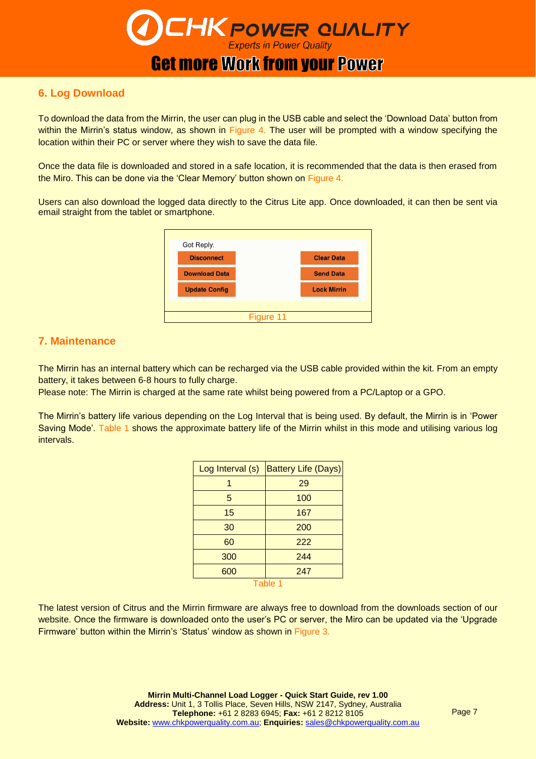## 6. Log Download

To download the data from the Mirrin, the user can plug in the USB cable and select the 'Download Data' button from within the Mirrin's status window, as shown in Figure 4. The user will be prompted with a window specifying the location within their PC or server where they wish to save the data file.

Once the data file is downloaded and stored in a safe location, it is recommended that the data is then erased from the Miro. This can be done via the 'Clear Memory' button shown on Figure 4.

Users can also download the logged data directly to the Citrus Lite app. Once downloaded, it can then be sent via email straight from the tablet or smartphone.

Got Reply.

Disconnect | Clear Data
Download Data | Send Data
Update Config | Lock Mirrin

Figure 11

## 7. Maintenance

The Mirrin has an internal battery which can be recharged via the USB cable provided within the kit. From an empty battery, it takes between 6-8 hours to fully charge.
Please note: The Mirrin is charged at the same rate whilst being powered from a PC/Laptop or a GPO.

The Mirrin's battery life various depending on the Log Interval that is being used. By default, the Mirrin is in 'Power Saving Mode'. Table 1 shows the approximate battery life of the Mirrin whilst in this mode and utilising various log intervals.

| Log Interval (s) | Battery Life (Days) |
|---|---|
| 1 | 29 |
| 5 | 100 |
| 15 | 167 |
| 30 | 200 |
| 60 | 222 |
| 300 | 244 |
| 600 | 247 |

Table 1

The latest version of Citrus and the Mirrin firmware are always free to download from the downloads section of our website. Once the firmware is downloaded onto the user's PC or server, the Miro can be updated via the 'Upgrade Firmware' button within the Mirrin's 'Status' window as shown in Figure 3.